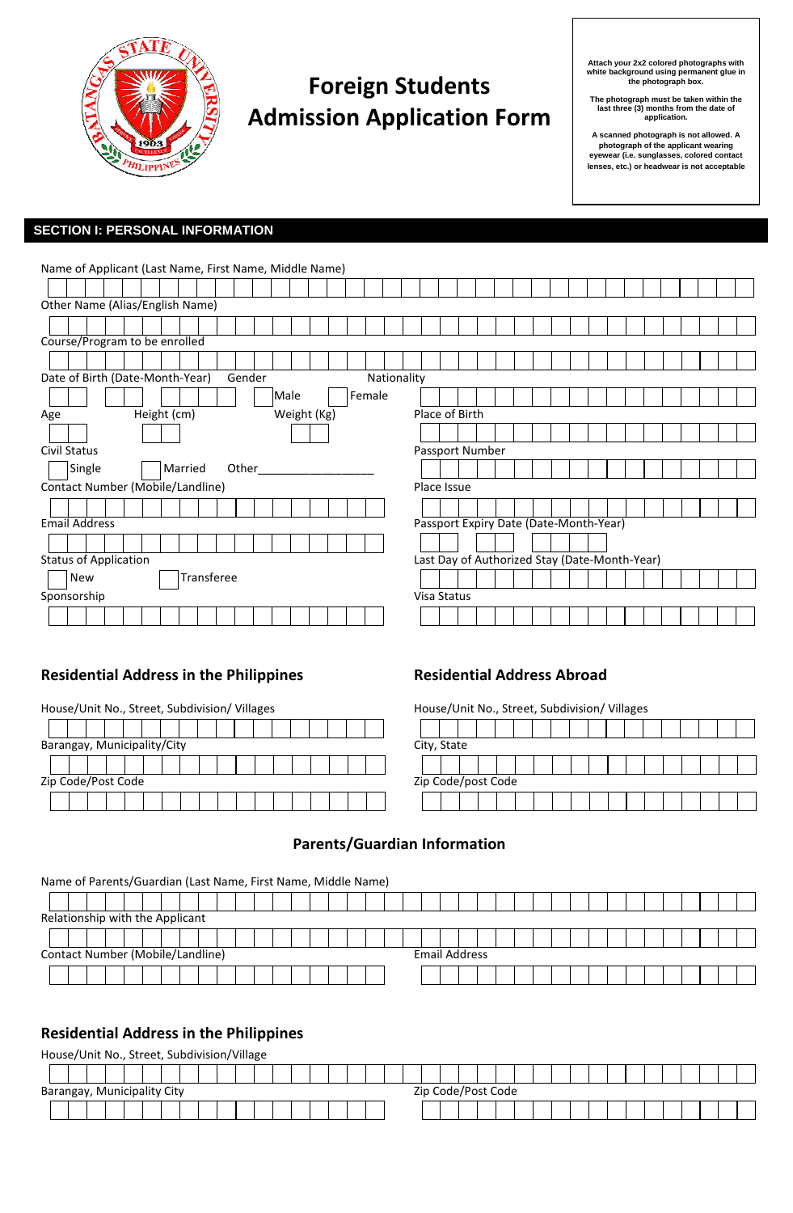# Foreign Students Admission Application Form

Attach your 2x2 colored photographs with white background using permanent glue in the photograph box.

The photograph must be taken within the last three (3) months from the date of application.

A scanned photograph is not allowed. A photograph of the applicant wearing eyewear (i.e. sunglasses, colored contact lenses, etc.) or headwear is not acceptable

## SECTION I: PERSONAL INFORMATION

Name of Applicant (Last Name, First Name, Middle Name)

Other Name (Alias/English Name)

Course/Program to be enrolled

Date of Birth (Date-Month-Year) | Gender | Nationality

☐ Male ☐ Female

Age | Height (cm) | Weight (Kg) | Place of Birth

Civil Status | Passport Number

☐ Single ☐ Married Other__________________

Contact Number (Mobile/Landline) | Place Issue

Email Address | Passport Expiry Date (Date-Month-Year)

Status of Application | Last Day of Authorized Stay (Date-Month-Year)

☐ New ☐ Transferee

Sponsorship | Visa Status

### Residential Address in the Philippines

House/Unit No., Street, Subdivision/ Villages

Barangay, Municipality/City

Zip Code/Post Code

### Residential Address Abroad

House/Unit No., Street, Subdivision/ Villages

City, State

Zip Code/post Code

### Parents/Guardian Information

Name of Parents/Guardian (Last Name, First Name, Middle Name)

Relationship with the Applicant

Contact Number (Mobile/Landline) | Email Address

### Residential Address in the Philippines

House/Unit No., Street, Subdivision/Village

Barangay, Municipality City | Zip Code/Post Code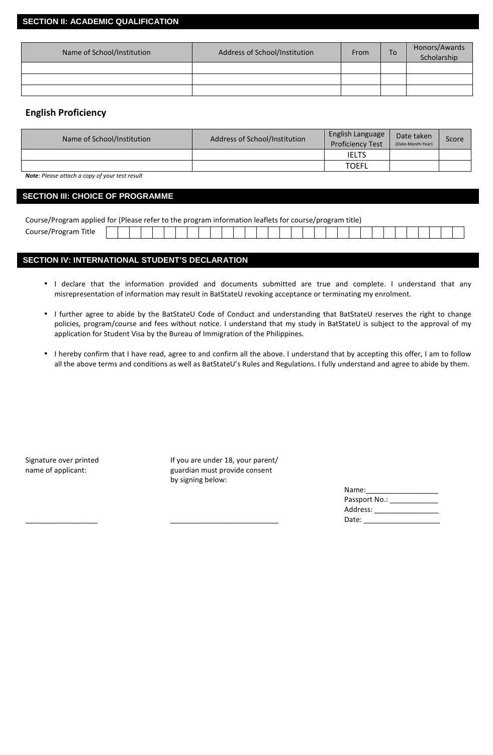## SECTION II: ACADEMIC QUALIFICATION

| Name of School/Institution | Address of School/Institution | From | To | Honors/Awards Scholarship |
|---|---|---|---|---|
| | | | | |
| | | | | |
| | | | | |

### English Proficiency

| Name of School/Institution | Address of School/Institution | English Language Proficiency Test | Date taken (Date-Month-Year) | Score |
|---|---|---|---|---|
| | | IELTS | | |
| | | TOEFL | | |

***Note**: Please attach a copy of your test result*

## SECTION III: CHOICE OF PROGRAMME

Course/Program applied for (Please refer to the program information leaflets for course/program title)

Course/Program Title

## SECTION IV: INTERNATIONAL STUDENT'S DECLARATION

- I declare that the information provided and documents submitted are true and complete. I understand that any misrepresentation of information may result in BatStateU revoking acceptance or terminating my enrolment.
- I further agree to abide by the BatStateU Code of Conduct and understanding that BatStateU reserves the right to change policies, program/course and fees without notice. I understand that my study in BatStateU is subject to the approval of my application for Student Visa by the Bureau of Immigration of the Philippines.
- I hereby confirm that I have read, agree to and confirm all the above. I understand that by accepting this offer, I am to follow all the above terms and conditions as well as BatStateU's Rules and Regulations. I fully understand and agree to abide by them.

Signature over printed name of applicant:

__________________

If you are under 18, your parent/ guardian must provide consent by signing below:

___________________________

Name:__________________

Passport No.: ____________

Address: ________________

Date: ___________________